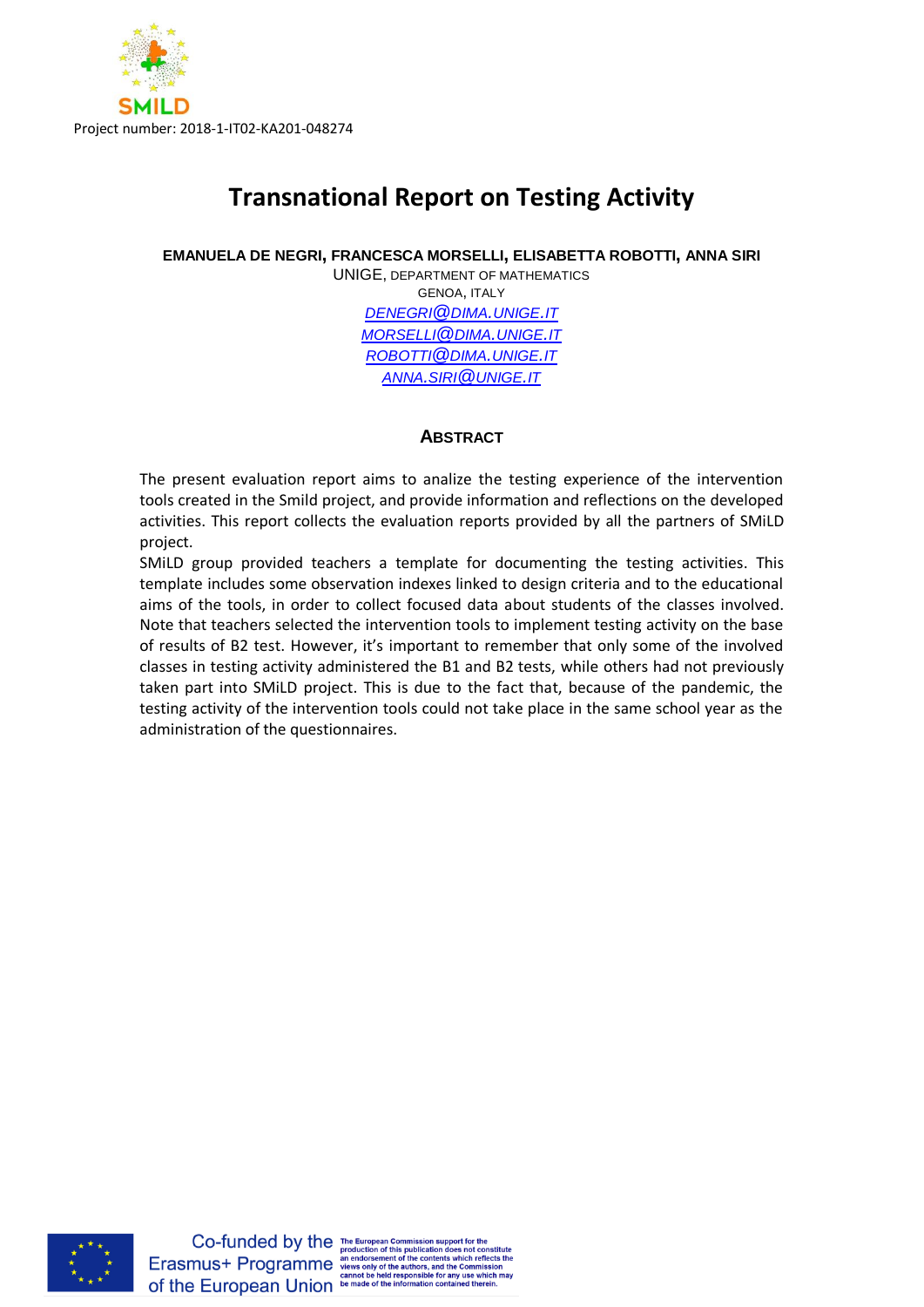SMILD

Project number: 2018-1-IT02-KA201-048274

# Transnational Report on Testing Activity

**EMANUELA DE NEGRI, FRANCESCA MORSELLI, ELISABETTA ROBOTTI, ANNA SIRI**

UNIGE, DEPARTMENT OF MATHEMATICS

GENOA, ITALY

DENEGRI@DIMA.UNIGE.IT

MORSELLI@DIMA.UNIGE.IT

ROBOTTI@DIMA.UNIGE.IT

ANNA.SIRI@UNIGE.IT

## ABSTRACT

The present evaluation report aims to analize the testing experience of the intervention tools created in the Smild project, and provide information and reflections on the developed activities. This report collects the evaluation reports provided by all the partners of SMiLD project.

SMiLD group provided teachers a template for documenting the testing activities. This template includes some observation indexes linked to design criteria and to the educational aims of the tools, in order to collect focused data about students of the classes involved. Note that teachers selected the intervention tools to implement testing activity on the base of results of B2 test. However, it's important to remember that only some of the involved classes in testing activity administered the B1 and B2 tests, while others had not previously taken part into SMiLD project. This is due to the fact that, because of the pandemic, the testing activity of the intervention tools could not take place in the same school year as the administration of the questionnaires.

Co-funded by the Erasmus+ Programme of the European Union

The European Commission support for the production of this publication does not constitute an endorsement of the contents which reflects the views only of the authors, and the Commission cannot be held responsible for any use which may be made of the information contained therein.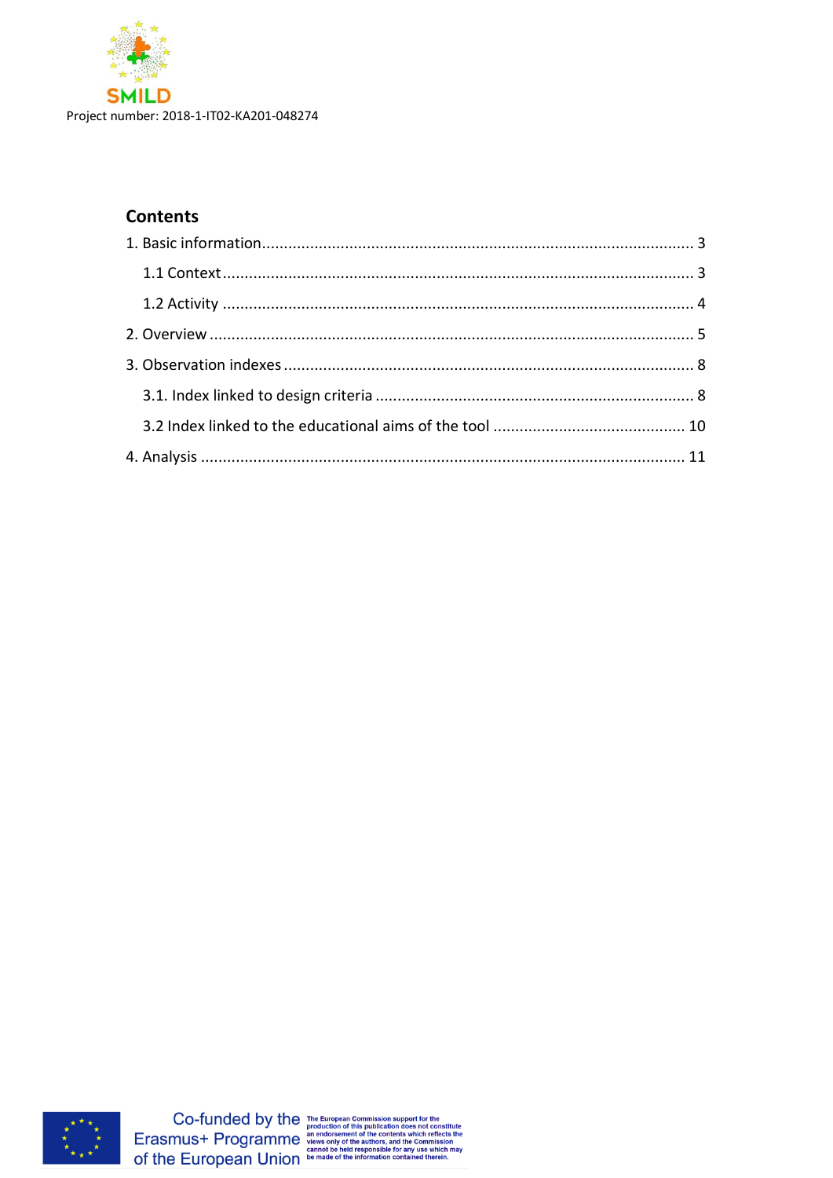## Contents

1. Basic information ................................................................................................. 3
   - 1.1 Context ........................................................................................................ 3
   - 1.2 Activity ........................................................................................................ 4
2. Overview ............................................................................................................ 5
3. Observation indexes ........................................................................................... 8
   - 3.1. Index linked to design criteria ...................................................................... 8
   - 3.2 Index linked to the educational aims of the tool ........................................... 10
4. Analysis ............................................................................................................ 11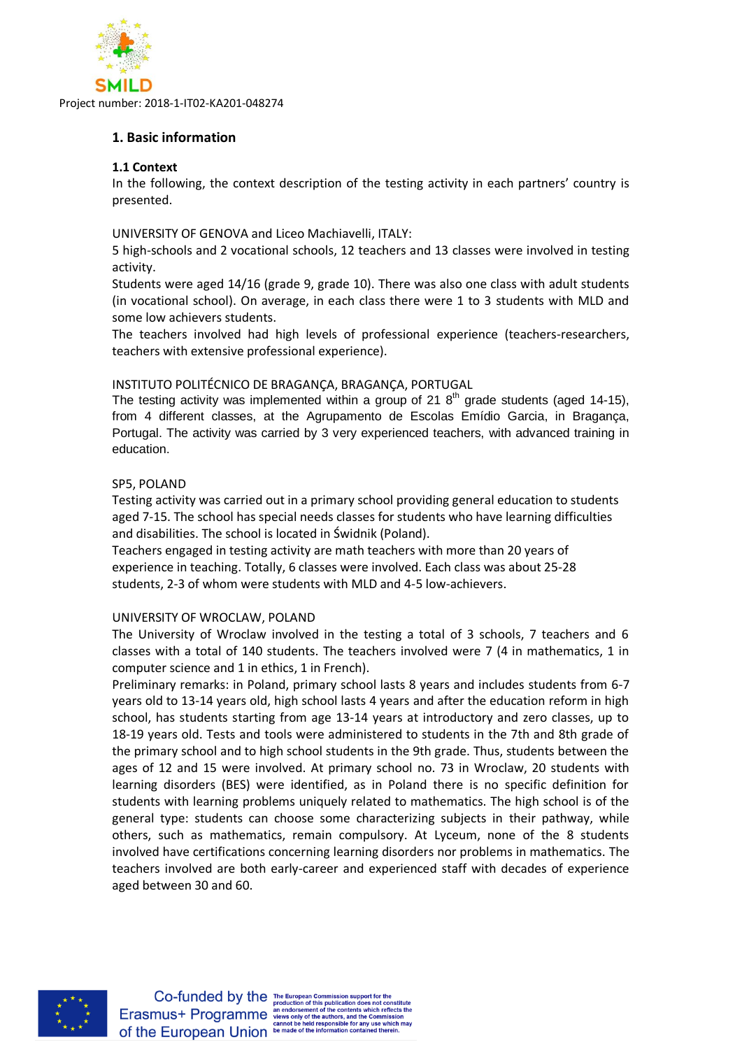## 1. Basic information

### 1.1 Context

In the following, the context description of the testing activity in each partners' country is presented.

UNIVERSITY OF GENOVA and Liceo Machiavelli, ITALY:

5 high-schools and 2 vocational schools, 12 teachers and 13 classes were involved in testing activity.

Students were aged 14/16 (grade 9, grade 10). There was also one class with adult students (in vocational school). On average, in each class there were 1 to 3 students with MLD and some low achievers students.

The teachers involved had high levels of professional experience (teachers-researchers, teachers with extensive professional experience).

INSTITUTO POLITÉCNICO DE BRAGANÇA, BRAGANÇA, PORTUGAL

The testing activity was implemented within a group of 21 8th grade students (aged 14-15), from 4 different classes, at the Agrupamento de Escolas Emídio Garcia, in Bragança, Portugal. The activity was carried by 3 very experienced teachers, with advanced training in education.

SP5, POLAND

Testing activity was carried out in a primary school providing general education to students aged 7-15. The school has special needs classes for students who have learning difficulties and disabilities. The school is located in Świdnik (Poland).

Teachers engaged in testing activity are math teachers with more than 20 years of experience in teaching. Totally, 6 classes were involved. Each class was about 25-28 students, 2-3 of whom were students with MLD and 4-5 low-achievers.

UNIVERSITY OF WROCLAW, POLAND

The University of Wroclaw involved in the testing a total of 3 schools, 7 teachers and 6 classes with a total of 140 students. The teachers involved were 7 (4 in mathematics, 1 in computer science and 1 in ethics, 1 in French).

Preliminary remarks: in Poland, primary school lasts 8 years and includes students from 6-7 years old to 13-14 years old, high school lasts 4 years and after the education reform in high school, has students starting from age 13-14 years at introductory and zero classes, up to 18-19 years old. Tests and tools were administered to students in the 7th and 8th grade of the primary school and to high school students in the 9th grade. Thus, students between the ages of 12 and 15 were involved. At primary school no. 73 in Wroclaw, 20 students with learning disorders (BES) were identified, as in Poland there is no specific definition for students with learning problems uniquely related to mathematics. The high school is of the general type: students can choose some characterizing subjects in their pathway, while others, such as mathematics, remain compulsory. At Lyceum, none of the 8 students involved have certifications concerning learning disorders nor problems in mathematics. The teachers involved are both early-career and experienced staff with decades of experience aged between 30 and 60.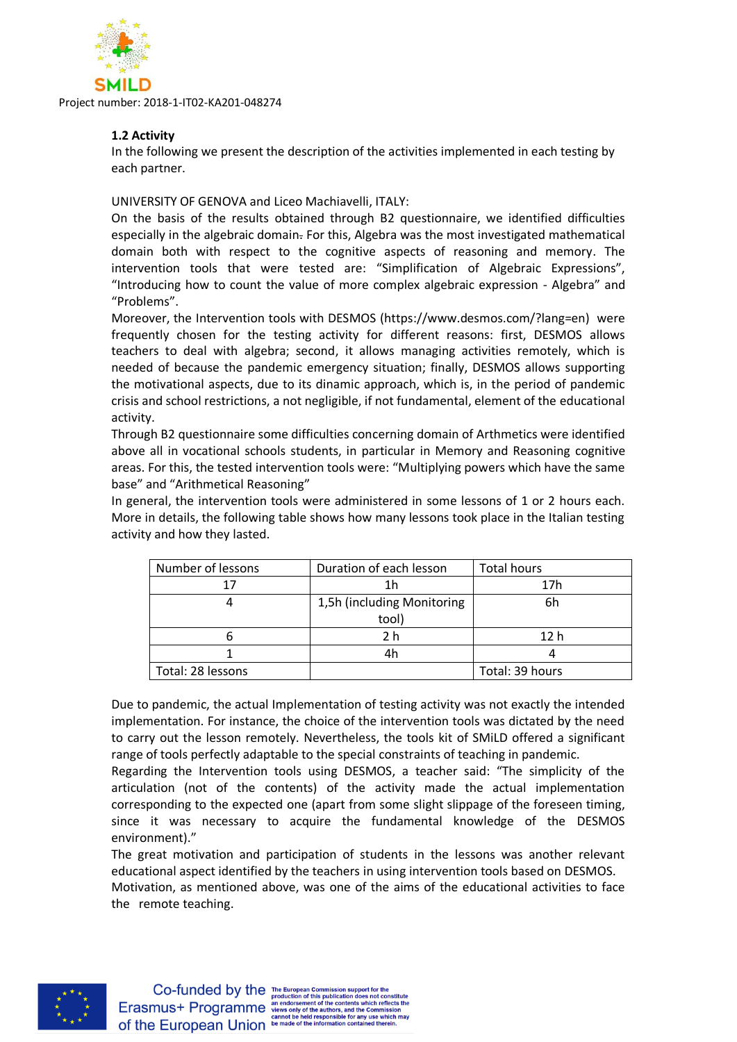### 1.2 Activity

In the following we present the description of the activities implemented in each testing by each partner.

UNIVERSITY OF GENOVA and Liceo Machiavelli, ITALY:

On the basis of the results obtained through B2 questionnaire, we identified difficulties especially in the algebraic domain. For this, Algebra was the most investigated mathematical domain both with respect to the cognitive aspects of reasoning and memory. The intervention tools that were tested are: "Simplification of Algebraic Expressions", "Introducing how to count the value of more complex algebraic expression - Algebra" and "Problems".

Moreover, the Intervention tools with DESMOS (https://www.desmos.com/?lang=en) were frequently chosen for the testing activity for different reasons: first, DESMOS allows teachers to deal with algebra; second, it allows managing activities remotely, which is needed of because the pandemic emergency situation; finally, DESMOS allows supporting the motivational aspects, due to its dinamic approach, which is, in the period of pandemic crisis and school restrictions, a not negligible, if not fundamental, element of the educational activity.

Through B2 questionnaire some difficulties concerning domain of Arthmetics were identified above all in vocational schools students, in particular in Memory and Reasoning cognitive areas. For this, the tested intervention tools were: "Multiplying powers which have the same base" and "Arithmetical Reasoning"

In general, the intervention tools were administered in some lessons of 1 or 2 hours each. More in details, the following table shows how many lessons took place in the Italian testing activity and how they lasted.

| Number of lessons | Duration of each lesson | Total hours |
|---|---|---|
| 17 | 1h | 17h |
| 4 | 1,5h (including Monitoring tool) | 6h |
| 6 | 2 h | 12 h |
| 1 | 4h | 4 |
| Total: 28 lessons | | Total: 39 hours |

Due to pandemic, the actual Implementation of testing activity was not exactly the intended implementation. For instance, the choice of the intervention tools was dictated by the need to carry out the lesson remotely. Nevertheless, the tools kit of SMiLD offered a significant range of tools perfectly adaptable to the special constraints of teaching in pandemic.

Regarding the Intervention tools using DESMOS, a teacher said: "The simplicity of the articulation (not of the contents) of the activity made the actual implementation corresponding to the expected one (apart from some slight slippage of the foreseen timing, since it was necessary to acquire the fundamental knowledge of the DESMOS environment)."

The great motivation and participation of students in the lessons was another relevant educational aspect identified by the teachers in using intervention tools based on DESMOS.

Motivation, as mentioned above, was one of the aims of the educational activities to face the remote teaching.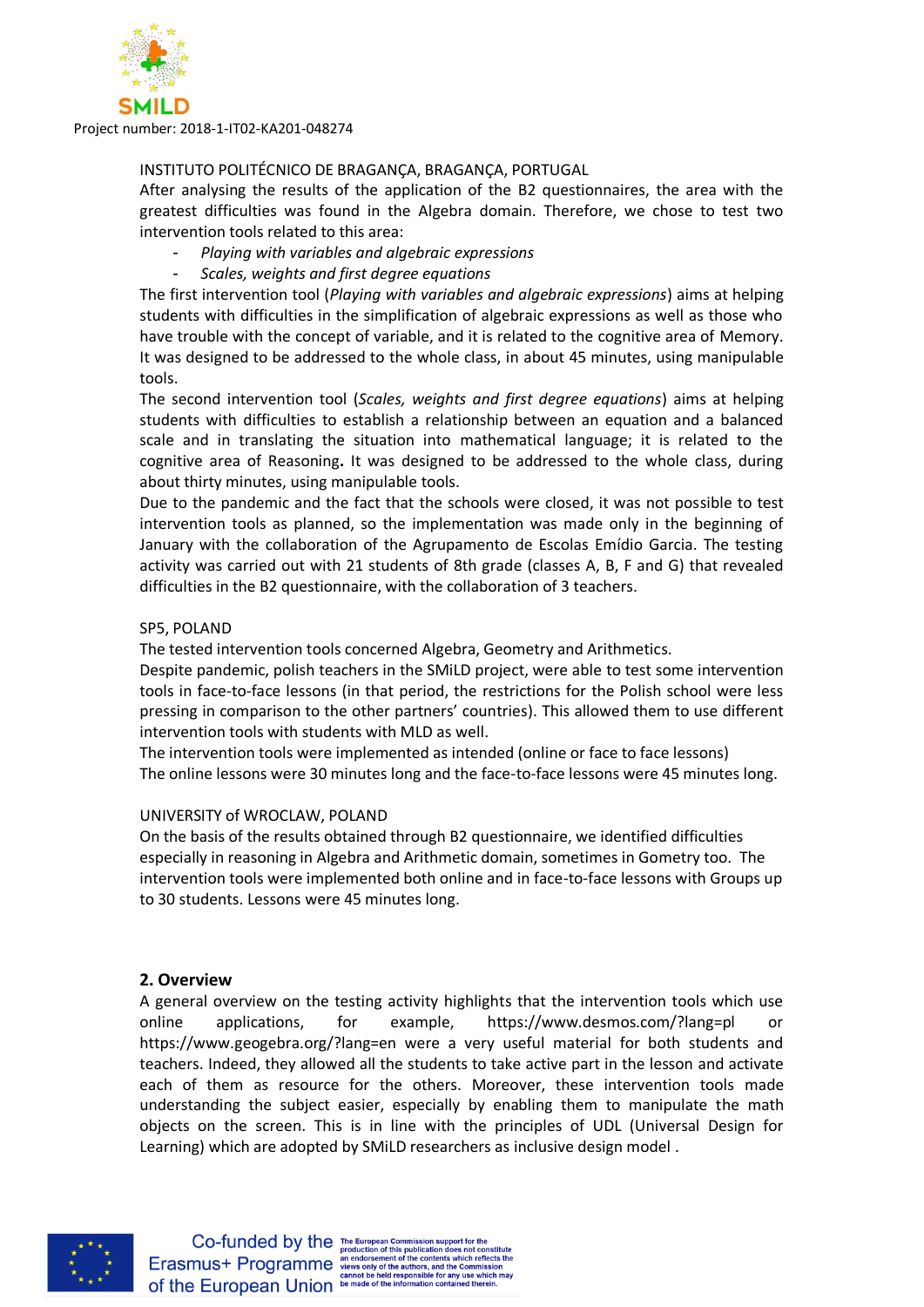INSTITUTO POLITÉCNICO DE BRAGANÇA, BRAGANÇA, PORTUGAL

After analysing the results of the application of the B2 questionnaires, the area with the greatest difficulties was found in the Algebra domain. Therefore, we chose to test two intervention tools related to this area:

- *Playing with variables and algebraic expressions*
- *Scales, weights and first degree equations*

The first intervention tool (*Playing with variables and algebraic expressions*) aims at helping students with difficulties in the simplification of algebraic expressions as well as those who have trouble with the concept of variable, and it is related to the cognitive area of Memory. It was designed to be addressed to the whole class, in about 45 minutes, using manipulable tools.

The second intervention tool (*Scales, weights and first degree equations*) aims at helping students with difficulties to establish a relationship between an equation and a balanced scale and in translating the situation into mathematical language; it is related to the cognitive area of Reasoning**.** It was designed to be addressed to the whole class, during about thirty minutes, using manipulable tools.

Due to the pandemic and the fact that the schools were closed, it was not possible to test intervention tools as planned, so the implementation was made only in the beginning of January with the collaboration of the Agrupamento de Escolas Emídio Garcia. The testing activity was carried out with 21 students of 8th grade (classes A, B, F and G) that revealed difficulties in the B2 questionnaire, with the collaboration of 3 teachers.

SP5, POLAND

The tested intervention tools concerned Algebra, Geometry and Arithmetics.

Despite pandemic, polish teachers in the SMiLD project, were able to test some intervention tools in face-to-face lessons (in that period, the restrictions for the Polish school were less pressing in comparison to the other partners' countries). This allowed them to use different intervention tools with students with MLD as well.

The intervention tools were implemented as intended (online or face to face lessons)

The online lessons were 30 minutes long and the face-to-face lessons were 45 minutes long.

UNIVERSITY of WROCLAW, POLAND

On the basis of the results obtained through B2 questionnaire, we identified difficulties especially in reasoning in Algebra and Arithmetic domain, sometimes in Gometry too. The intervention tools were implemented both online and in face-to-face lessons with Groups up to 30 students. Lessons were 45 minutes long.

## 2. Overview

A general overview on the testing activity highlights that the intervention tools which use online applications, for example, https://www.desmos.com/?lang=pl or https://www.geogebra.org/?lang=en were a very useful material for both students and teachers. Indeed, they allowed all the students to take active part in the lesson and activate each of them as resource for the others. Moreover, these intervention tools made understanding the subject easier, especially by enabling them to manipulate the math objects on the screen. This is in line with the principles of UDL (Universal Design for Learning) which are adopted by SMiLD researchers as inclusive design model .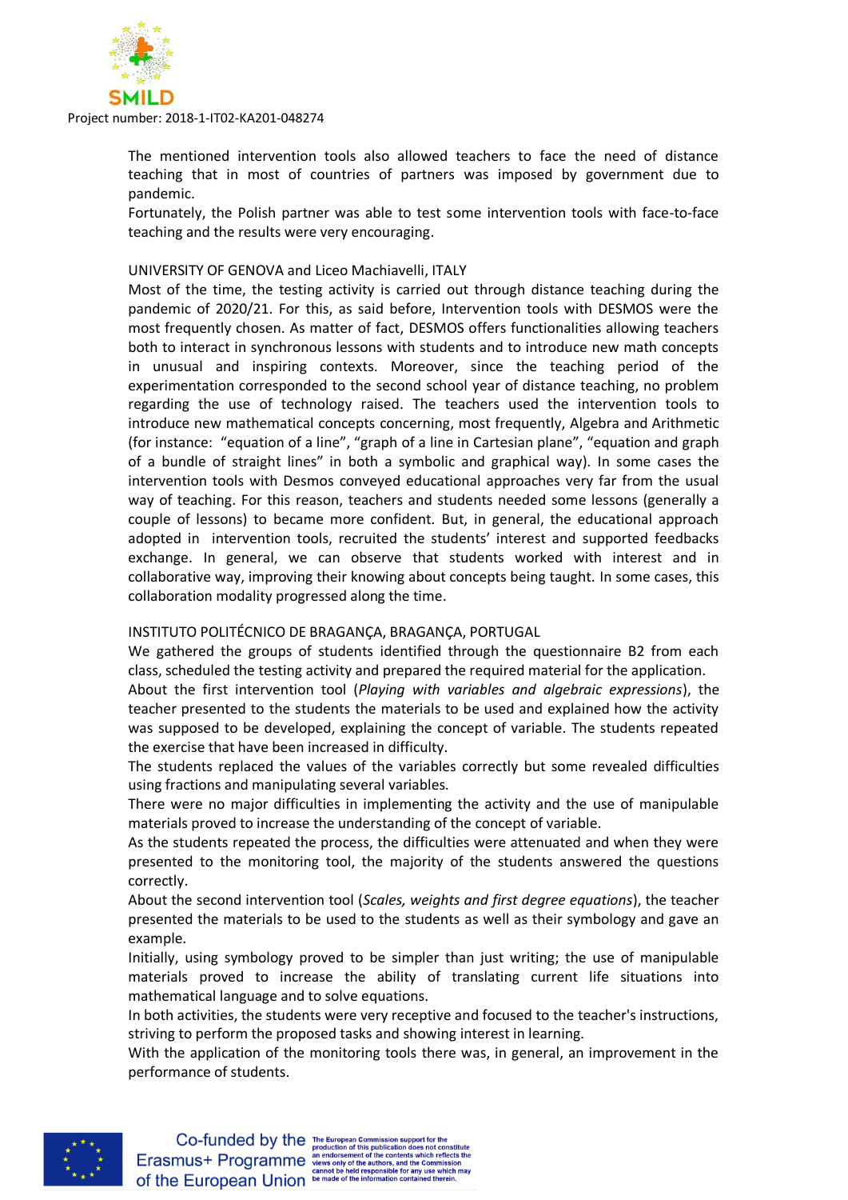The mentioned intervention tools also allowed teachers to face the need of distance teaching that in most of countries of partners was imposed by government due to pandemic.

Fortunately, the Polish partner was able to test some intervention tools with face-to-face teaching and the results were very encouraging.

UNIVERSITY OF GENOVA and Liceo Machiavelli, ITALY

Most of the time, the testing activity is carried out through distance teaching during the pandemic of 2020/21. For this, as said before, Intervention tools with DESMOS were the most frequently chosen. As matter of fact, DESMOS offers functionalities allowing teachers both to interact in synchronous lessons with students and to introduce new math concepts in unusual and inspiring contexts. Moreover, since the teaching period of the experimentation corresponded to the second school year of distance teaching, no problem regarding the use of technology raised. The teachers used the intervention tools to introduce new mathematical concepts concerning, most frequently, Algebra and Arithmetic (for instance: "equation of a line", "graph of a line in Cartesian plane", "equation and graph of a bundle of straight lines" in both a symbolic and graphical way). In some cases the intervention tools with Desmos conveyed educational approaches very far from the usual way of teaching. For this reason, teachers and students needed some lessons (generally a couple of lessons) to became more confident. But, in general, the educational approach adopted in intervention tools, recruited the students' interest and supported feedbacks exchange. In general, we can observe that students worked with interest and in collaborative way, improving their knowing about concepts being taught. In some cases, this collaboration modality progressed along the time.

INSTITUTO POLITÉCNICO DE BRAGANÇA, BRAGANÇA, PORTUGAL

We gathered the groups of students identified through the questionnaire B2 from each class, scheduled the testing activity and prepared the required material for the application.

About the first intervention tool (*Playing with variables and algebraic expressions*), the teacher presented to the students the materials to be used and explained how the activity was supposed to be developed, explaining the concept of variable. The students repeated the exercise that have been increased in difficulty.

The students replaced the values of the variables correctly but some revealed difficulties using fractions and manipulating several variables.

There were no major difficulties in implementing the activity and the use of manipulable materials proved to increase the understanding of the concept of variable.

As the students repeated the process, the difficulties were attenuated and when they were presented to the monitoring tool, the majority of the students answered the questions correctly.

About the second intervention tool (*Scales, weights and first degree equations*), the teacher presented the materials to be used to the students as well as their symbology and gave an example.

Initially, using symbology proved to be simpler than just writing; the use of manipulable materials proved to increase the ability of translating current life situations into mathematical language and to solve equations.

In both activities, the students were very receptive and focused to the teacher's instructions, striving to perform the proposed tasks and showing interest in learning.

With the application of the monitoring tools there was, in general, an improvement in the performance of students.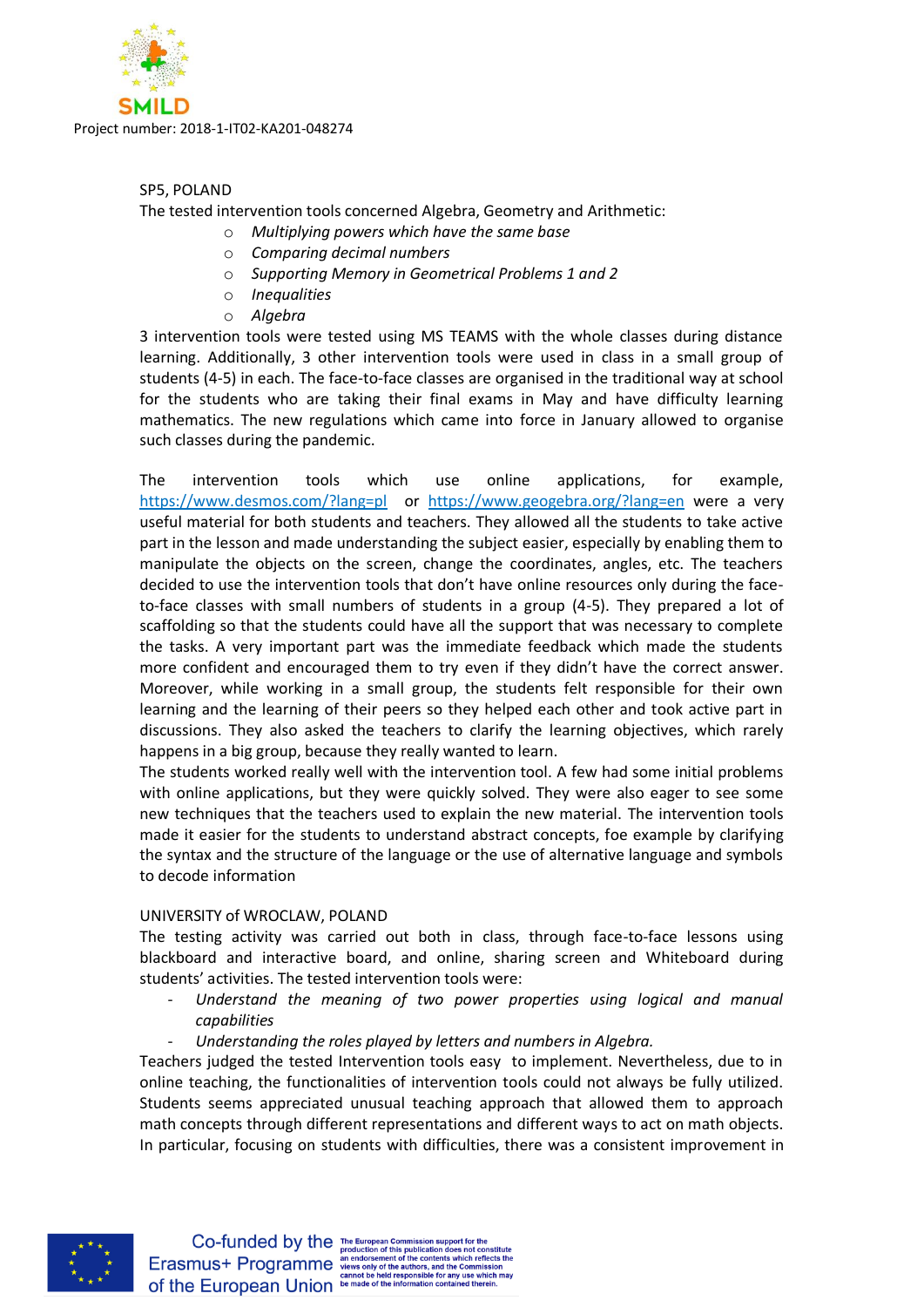SP5, POLAND

The tested intervention tools concerned Algebra, Geometry and Arithmetic:

- *Multiplying powers which have the same base*
- *Comparing decimal numbers*
- *Supporting Memory in Geometrical Problems 1 and 2*
- *Inequalities*
- *Algebra*

3 intervention tools were tested using MS TEAMS with the whole classes during distance learning. Additionally, 3 other intervention tools were used in class in a small group of students (4-5) in each. The face-to-face classes are organised in the traditional way at school for the students who are taking their final exams in May and have difficulty learning mathematics. The new regulations which came into force in January allowed to organise such classes during the pandemic.

The intervention tools which use online applications, for example, https://www.desmos.com/?lang=pl or https://www.geogebra.org/?lang=en were a very useful material for both students and teachers. They allowed all the students to take active part in the lesson and made understanding the subject easier, especially by enabling them to manipulate the objects on the screen, change the coordinates, angles, etc. The teachers decided to use the intervention tools that don't have online resources only during the face-to-face classes with small numbers of students in a group (4-5). They prepared a lot of scaffolding so that the students could have all the support that was necessary to complete the tasks. A very important part was the immediate feedback which made the students more confident and encouraged them to try even if they didn't have the correct answer. Moreover, while working in a small group, the students felt responsible for their own learning and the learning of their peers so they helped each other and took active part in discussions. They also asked the teachers to clarify the learning objectives, which rarely happens in a big group, because they really wanted to learn.

The students worked really well with the intervention tool. A few had some initial problems with online applications, but they were quickly solved. They were also eager to see some new techniques that the teachers used to explain the new material. The intervention tools made it easier for the students to understand abstract concepts, foe example by clarifying the syntax and the structure of the language or the use of alternative language and symbols to decode information

UNIVERSITY of WROCLAW, POLAND

The testing activity was carried out both in class, through face-to-face lessons using blackboard and interactive board, and online, sharing screen and Whiteboard during students' activities. The tested intervention tools were:

- *Understand the meaning of two power properties using logical and manual capabilities*
- *Understanding the roles played by letters and numbers in Algebra.*

Teachers judged the tested Intervention tools easy to implement. Nevertheless, due to in online teaching, the functionalities of intervention tools could not always be fully utilized. Students seems appreciated unusual teaching approach that allowed them to approach math concepts through different representations and different ways to act on math objects. In particular, focusing on students with difficulties, there was a consistent improvement in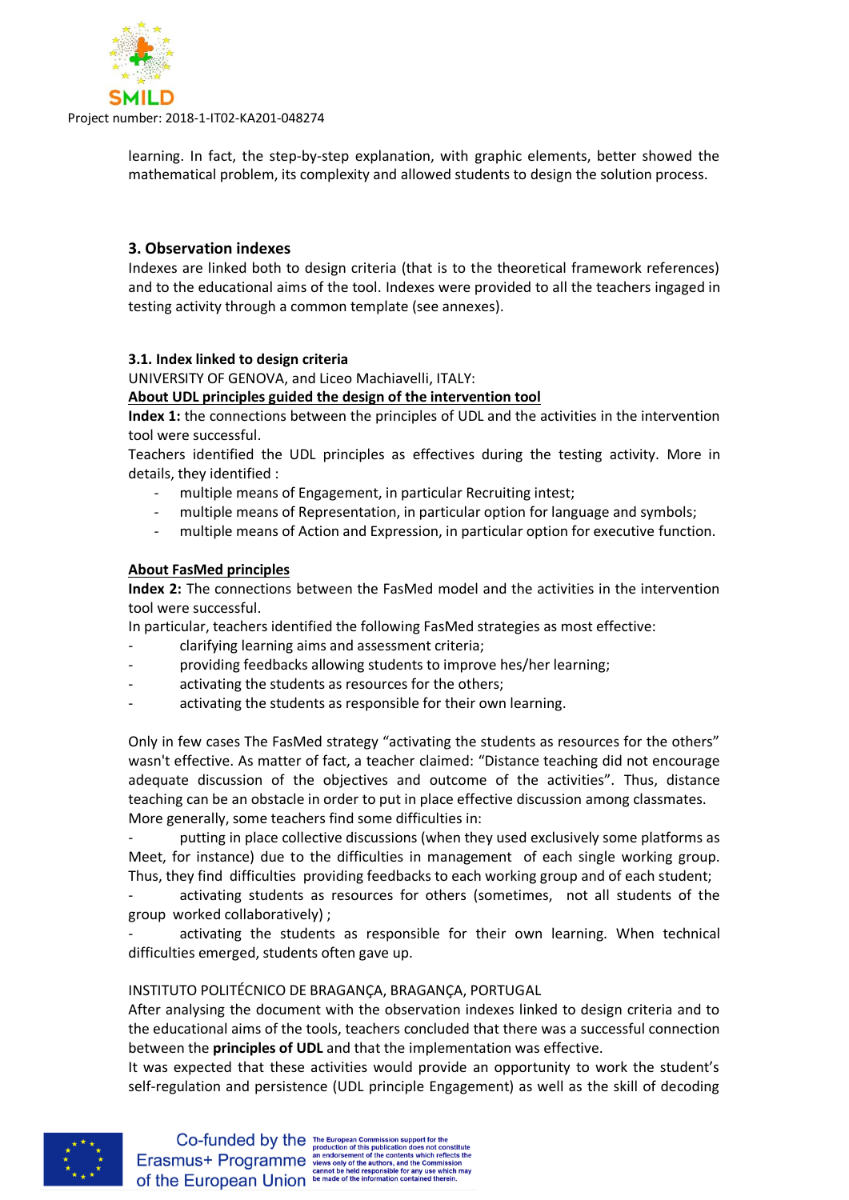learning. In fact, the step-by-step explanation, with graphic elements, better showed the mathematical problem, its complexity and allowed students to design the solution process.

### 3. Observation indexes

Indexes are linked both to design criteria (that is to the theoretical framework references) and to the educational aims of the tool. Indexes were provided to all the teachers ingaged in testing activity through a common template (see annexes).

#### 3.1. Index linked to design criteria

UNIVERSITY OF GENOVA, and Liceo Machiavelli, ITALY:

**<u>About UDL principles guided the design of the intervention tool</u>**

**Index 1:** the connections between the principles of UDL and the activities in the intervention tool were successful.

Teachers identified the UDL principles as effectives during the testing activity. More in details, they identified :

- multiple means of Engagement, in particular Recruiting intest;
- multiple means of Representation, in particular option for language and symbols;
- multiple means of Action and Expression, in particular option for executive function.

**<u>About FasMed principles</u>**

**Index 2:** The connections between the FasMed model and the activities in the intervention tool were successful.

In particular, teachers identified the following FasMed strategies as most effective:

- clarifying learning aims and assessment criteria;
- providing feedbacks allowing students to improve hes/her learning;
- activating the students as resources for the others;
- activating the students as responsible for their own learning.

Only in few cases The FasMed strategy “activating the students as resources for the others” wasn't effective. As matter of fact, a teacher claimed: “Distance teaching did not encourage adequate discussion of the objectives and outcome of the activities”. Thus, distance teaching can be an obstacle in order to put in place effective discussion among classmates.

More generally, some teachers find some difficulties in:

- putting in place collective discussions (when they used exclusively some platforms as Meet, for instance) due to the difficulties in management of each single working group. Thus, they find difficulties providing feedbacks to each working group and of each student;
- activating students as resources for others (sometimes, not all students of the group worked collaboratively) ;
- activating the students as responsible for their own learning. When technical difficulties emerged, students often gave up.

INSTITUTO POLITÉCNICO DE BRAGANÇA, BRAGANÇA, PORTUGAL

After analysing the document with the observation indexes linked to design criteria and to the educational aims of the tools, teachers concluded that there was a successful connection between the **principles of UDL** and that the implementation was effective.

It was expected that these activities would provide an opportunity to work the student’s self-regulation and persistence (UDL principle Engagement) as well as the skill of decoding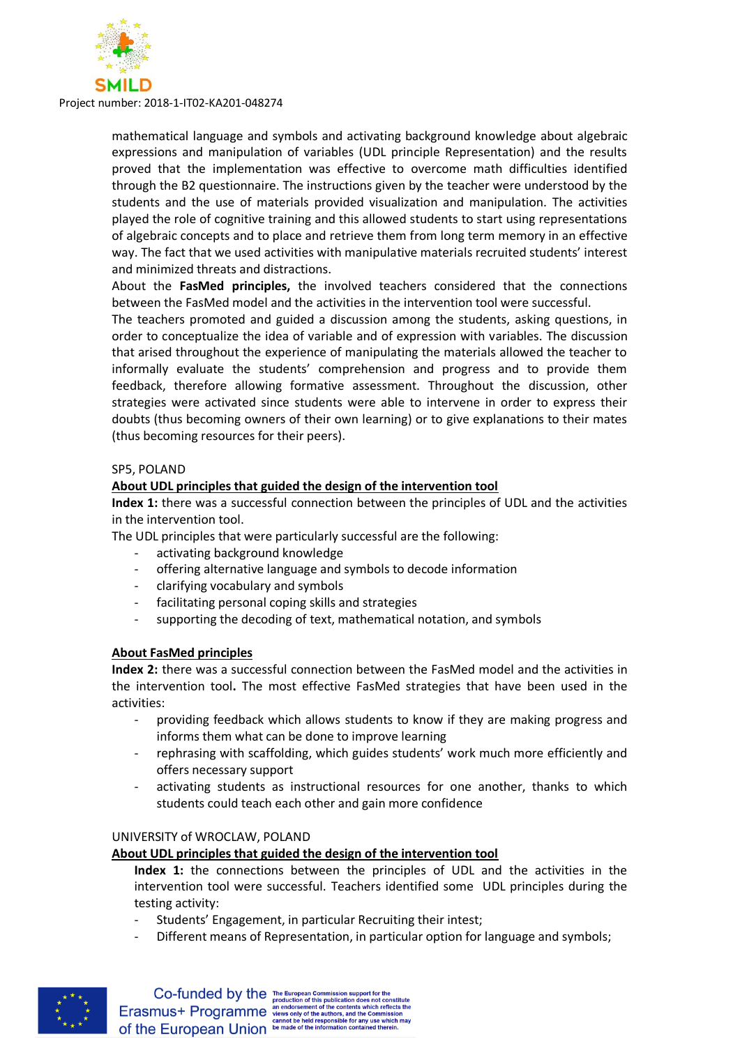mathematical language and symbols and activating background knowledge about algebraic expressions and manipulation of variables (UDL principle Representation) and the results proved that the implementation was effective to overcome math difficulties identified through the B2 questionnaire. The instructions given by the teacher were understood by the students and the use of materials provided visualization and manipulation. The activities played the role of cognitive training and this allowed students to start using representations of algebraic concepts and to place and retrieve them from long term memory in an effective way. The fact that we used activities with manipulative materials recruited students' interest and minimized threats and distractions.

About the **FasMed principles,** the involved teachers considered that the connections between the FasMed model and the activities in the intervention tool were successful.

The teachers promoted and guided a discussion among the students, asking questions, in order to conceptualize the idea of variable and of expression with variables. The discussion that arised throughout the experience of manipulating the materials allowed the teacher to informally evaluate the students' comprehension and progress and to provide them feedback, therefore allowing formative assessment. Throughout the discussion, other strategies were activated since students were able to intervene in order to express their doubts (thus becoming owners of their own learning) or to give explanations to their mates (thus becoming resources for their peers).

SP5, POLAND

<u>**About UDL principles that guided the design of the intervention tool**</u>

**Index 1:** there was a successful connection between the principles of UDL and the activities in the intervention tool.

The UDL principles that were particularly successful are the following:

- activating background knowledge
- offering alternative language and symbols to decode information
- clarifying vocabulary and symbols
- facilitating personal coping skills and strategies
- supporting the decoding of text, mathematical notation, and symbols

<u>**About FasMed principles**</u>

**Index 2:** there was a successful connection between the FasMed model and the activities in the intervention tool**.** The most effective FasMed strategies that have been used in the activities:

- providing feedback which allows students to know if they are making progress and informs them what can be done to improve learning
- rephrasing with scaffolding, which guides students' work much more efficiently and offers necessary support
- activating students as instructional resources for one another, thanks to which students could teach each other and gain more confidence

UNIVERSITY of WROCLAW, POLAND

<u>**About UDL principles that guided the design of the intervention tool**</u>

**Index 1:** the connections between the principles of UDL and the activities in the intervention tool were successful. Teachers identified some UDL principles during the testing activity:

- Students' Engagement, in particular Recruiting their intest;
- Different means of Representation, in particular option for language and symbols;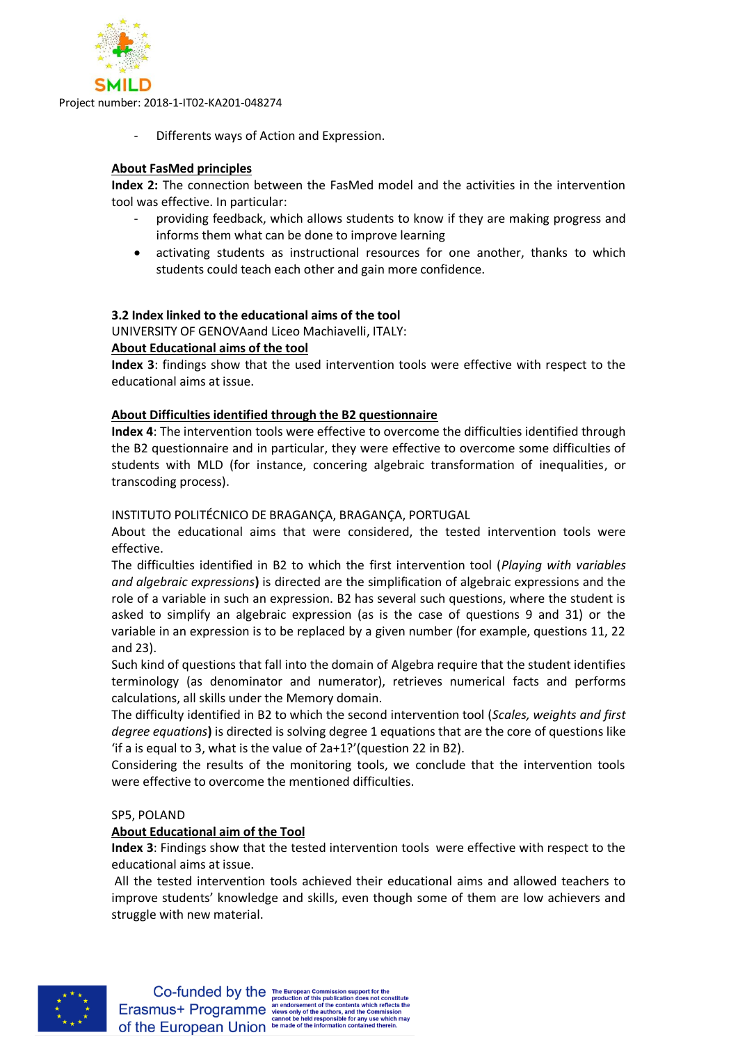- Differents ways of Action and Expression.

**About FasMed principles**

**Index 2:** The connection between the FasMed model and the activities in the intervention tool was effective. In particular:

- providing feedback, which allows students to know if they are making progress and informs them what can be done to improve learning
- activating students as instructional resources for one another, thanks to which students could teach each other and gain more confidence.

### 3.2 Index linked to the educational aims of the tool

UNIVERSITY OF GENOVAand Liceo Machiavelli, ITALY:

**About Educational aims of the tool**

**Index 3**: findings show that the used intervention tools were effective with respect to the educational aims at issue.

**About Difficulties identified through the B2 questionnaire**

**Index 4**: The intervention tools were effective to overcome the difficulties identified through the B2 questionnaire and in particular, they were effective to overcome some difficulties of students with MLD (for instance, concering algebraic transformation of inequalities, or transcoding process).

INSTITUTO POLITÉCNICO DE BRAGANÇA, BRAGANÇA, PORTUGAL

About the educational aims that were considered, the tested intervention tools were effective.

The difficulties identified in B2 to which the first intervention tool (*Playing with variables and algebraic expressions*) is directed are the simplification of algebraic expressions and the role of a variable in such an expression. B2 has several such questions, where the student is asked to simplify an algebraic expression (as is the case of questions 9 and 31) or the variable in an expression is to be replaced by a given number (for example, questions 11, 22 and 23).

Such kind of questions that fall into the domain of Algebra require that the student identifies terminology (as denominator and numerator), retrieves numerical facts and performs calculations, all skills under the Memory domain.

The difficulty identified in B2 to which the second intervention tool (*Scales, weights and first degree equations*) is directed is solving degree 1 equations that are the core of questions like 'if a is equal to 3, what is the value of 2a+1?'(question 22 in B2).

Considering the results of the monitoring tools, we conclude that the intervention tools were effective to overcome the mentioned difficulties.

SP5, POLAND

**About Educational aim of the Tool**

**Index 3**: Findings show that the tested intervention tools were effective with respect to the educational aims at issue.

All the tested intervention tools achieved their educational aims and allowed teachers to improve students' knowledge and skills, even though some of them are low achievers and struggle with new material.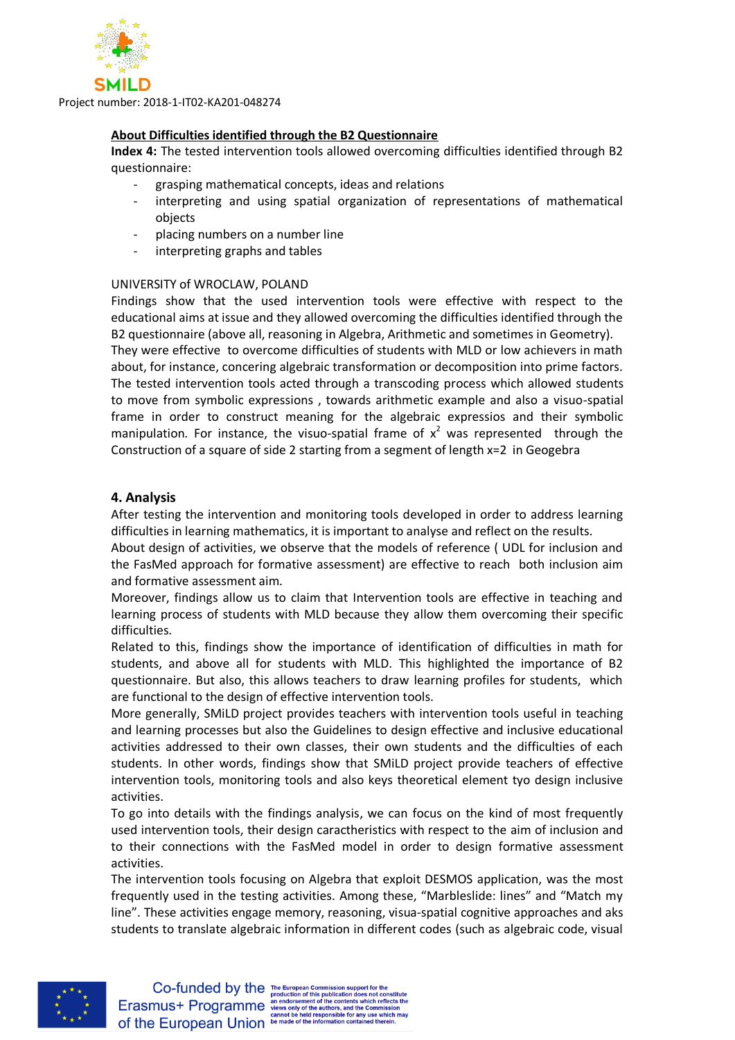**About Difficulties identified through the B2 Questionnaire**

**Index 4:** The tested intervention tools allowed overcoming difficulties identified through B2 questionnaire:

- grasping mathematical concepts, ideas and relations
- interpreting and using spatial organization of representations of mathematical objects
- placing numbers on a number line
- interpreting graphs and tables

UNIVERSITY of WROCLAW, POLAND

Findings show that the used intervention tools were effective with respect to the educational aims at issue and they allowed overcoming the difficulties identified through the B2 questionnaire (above all, reasoning in Algebra, Arithmetic and sometimes in Geometry).

They were effective to overcome difficulties of students with MLD or low achievers in math about, for instance, concering algebraic transformation or decomposition into prime factors. The tested intervention tools acted through a transcoding process which allowed students to move from symbolic expressions , towards arithmetic example and also a visuo-spatial frame in order to construct meaning for the algebraic expressios and their symbolic manipulation. For instance, the visuo-spatial frame of $x^2$ was represented through the Construction of a square of side 2 starting from a segment of length x=2 in Geogebra

## 4. Analysis

After testing the intervention and monitoring tools developed in order to address learning difficulties in learning mathematics, it is important to analyse and reflect on the results.

About design of activities, we observe that the models of reference ( UDL for inclusion and the FasMed approach for formative assessment) are effective to reach both inclusion aim and formative assessment aim.

Moreover, findings allow us to claim that Intervention tools are effective in teaching and learning process of students with MLD because they allow them overcoming their specific difficulties.

Related to this, findings show the importance of identification of difficulties in math for students, and above all for students with MLD. This highlighted the importance of B2 questionnaire. But also, this allows teachers to draw learning profiles for students, which are functional to the design of effective intervention tools.

More generally, SMiLD project provides teachers with intervention tools useful in teaching and learning processes but also the Guidelines to design effective and inclusive educational activities addressed to their own classes, their own students and the difficulties of each students. In other words, findings show that SMiLD project provide teachers of effective intervention tools, monitoring tools and also keys theoretical element tyo design inclusive activities.

To go into details with the findings analysis, we can focus on the kind of most frequently used intervention tools, their design caractheristics with respect to the aim of inclusion and to their connections with the FasMed model in order to design formative assessment activities.

The intervention tools focusing on Algebra that exploit DESMOS application, was the most frequently used in the testing activities. Among these, "Marbleslide: lines" and "Match my line". These activities engage memory, reasoning, visua-spatial cognitive approaches and aks students to translate algebraic information in different codes (such as algebraic code, visual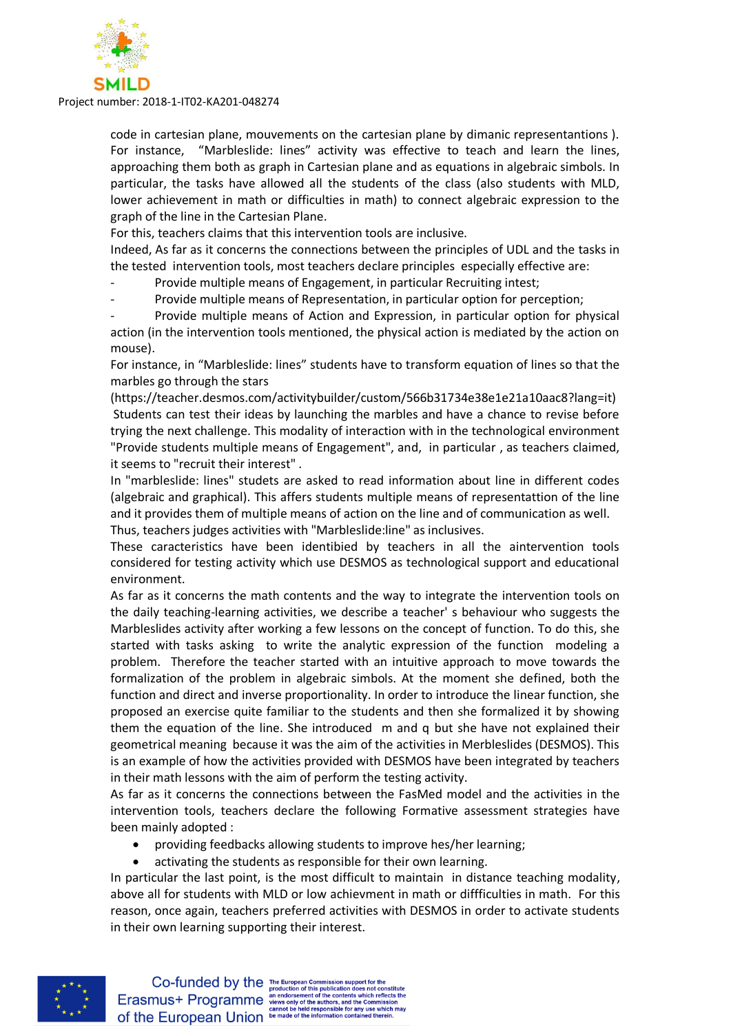code in cartesian plane, mouvements on the cartesian plane by dimanic representantions ). For instance, "Marbleslide: lines" activity was effective to teach and learn the lines, approaching them both as graph in Cartesian plane and as equations in algebraic simbols. In particular, the tasks have allowed all the students of the class (also students with MLD, lower achievement in math or difficulties in math) to connect algebraic expression to the graph of the line in the Cartesian Plane.

For this, teachers claims that this intervention tools are inclusive.

Indeed, As far as it concerns the connections between the principles of UDL and the tasks in the tested intervention tools, most teachers declare principles especially effective are:

- Provide multiple means of Engagement, in particular Recruiting intest;
- Provide multiple means of Representation, in particular option for perception;
- Provide multiple means of Action and Expression, in particular option for physical action (in the intervention tools mentioned, the physical action is mediated by the action on mouse).

For instance, in "Marbleslide: lines" students have to transform equation of lines so that the marbles go through the stars (https://teacher.desmos.com/activitybuilder/custom/566b31734e38e1e21a10aac8?lang=it) Students can test their ideas by launching the marbles and have a chance to revise before trying the next challenge. This modality of interaction with in the technological environment "Provide students multiple means of Engagement", and, in particular , as teachers claimed, it seems to "recruit their interest" .

In "marbleslide: lines" studets are asked to read information about line in different codes (algebraic and graphical). This affers students multiple means of representattion of the line and it provides them of multiple means of action on the line and of communication as well.

Thus, teachers judges activities with "Marbleslide:line" as inclusives.

These caracteristics have been identibied by teachers in all the aintervention tools considered for testing activity which use DESMOS as technological support and educational environment.

As far as it concerns the math contents and the way to integrate the intervention tools on the daily teaching-learning activities, we describe a teacher' s behaviour who suggests the Marbleslides activity after working a few lessons on the concept of function. To do this, she started with tasks asking to write the analytic expression of the function modeling a problem. Therefore the teacher started with an intuitive approach to move towards the formalization of the problem in algebraic simbols. At the moment she defined, both the function and direct and inverse proportionality. In order to introduce the linear function, she proposed an exercise quite familiar to the students and then she formalized it by showing them the equation of the line. She introduced m and q but she have not explained their geometrical meaning because it was the aim of the activities in Merbleslides (DESMOS). This is an example of how the activities provided with DESMOS have been integrated by teachers in their math lessons with the aim of perform the testing activity.

As far as it concerns the connections between the FasMed model and the activities in the intervention tools, teachers declare the following Formative assessment strategies have been mainly adopted :

- providing feedbacks allowing students to improve hes/her learning;
- activating the students as responsible for their own learning.

In particular the last point, is the most difficult to maintain in distance teaching modality, above all for students with MLD or low achievment in math or diffficulties in math. For this reason, once again, teachers preferred activities with DESMOS in order to activate students in their own learning supporting their interest.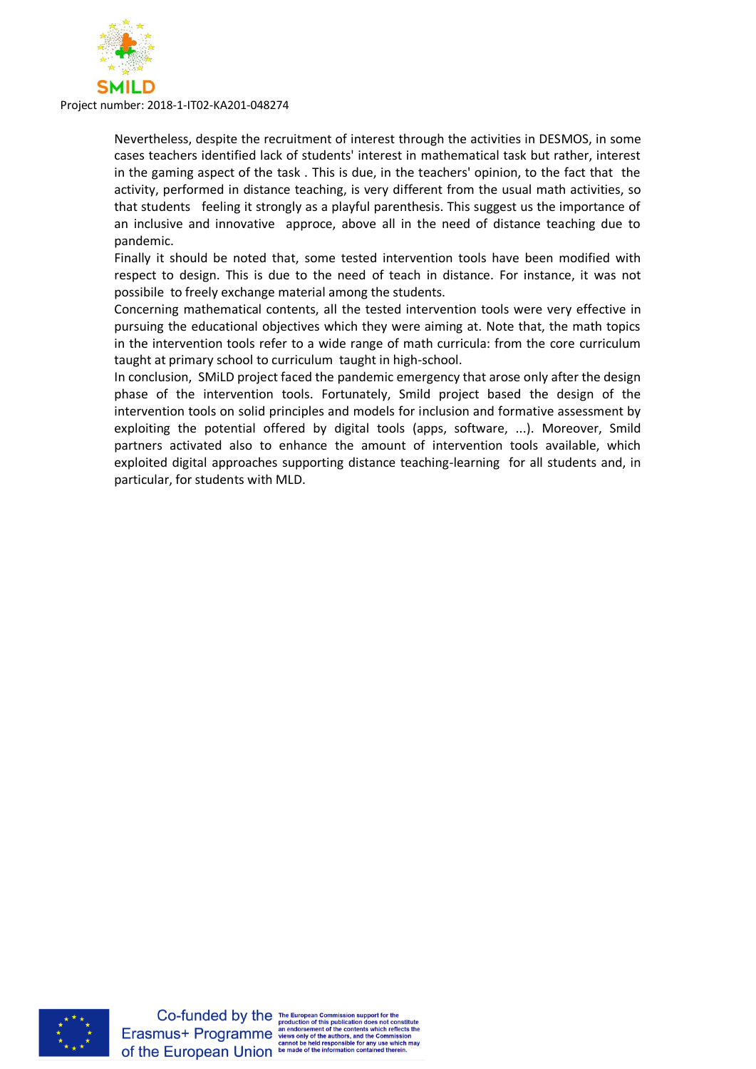Nevertheless, despite the recruitment of interest through the activities in DESMOS, in some cases teachers identified lack of students' interest in mathematical task but rather, interest in the gaming aspect of the task . This is due, in the teachers' opinion, to the fact that the activity, performed in distance teaching, is very different from the usual math activities, so that students feeling it strongly as a playful parenthesis. This suggest us the importance of an inclusive and innovative approce, above all in the need of distance teaching due to pandemic.

Finally it should be noted that, some tested intervention tools have been modified with respect to design. This is due to the need of teach in distance. For instance, it was not possibile to freely exchange material among the students.

Concerning mathematical contents, all the tested intervention tools were very effective in pursuing the educational objectives which they were aiming at. Note that, the math topics in the intervention tools refer to a wide range of math curricula: from the core curriculum taught at primary school to curriculum taught in high-school.

In conclusion, SMiLD project faced the pandemic emergency that arose only after the design phase of the intervention tools. Fortunately, Smild project based the design of the intervention tools on solid principles and models for inclusion and formative assessment by exploiting the potential offered by digital tools (apps, software, ...). Moreover, Smild partners activated also to enhance the amount of intervention tools available, which exploited digital approaches supporting distance teaching-learning for all students and, in particular, for students with MLD.